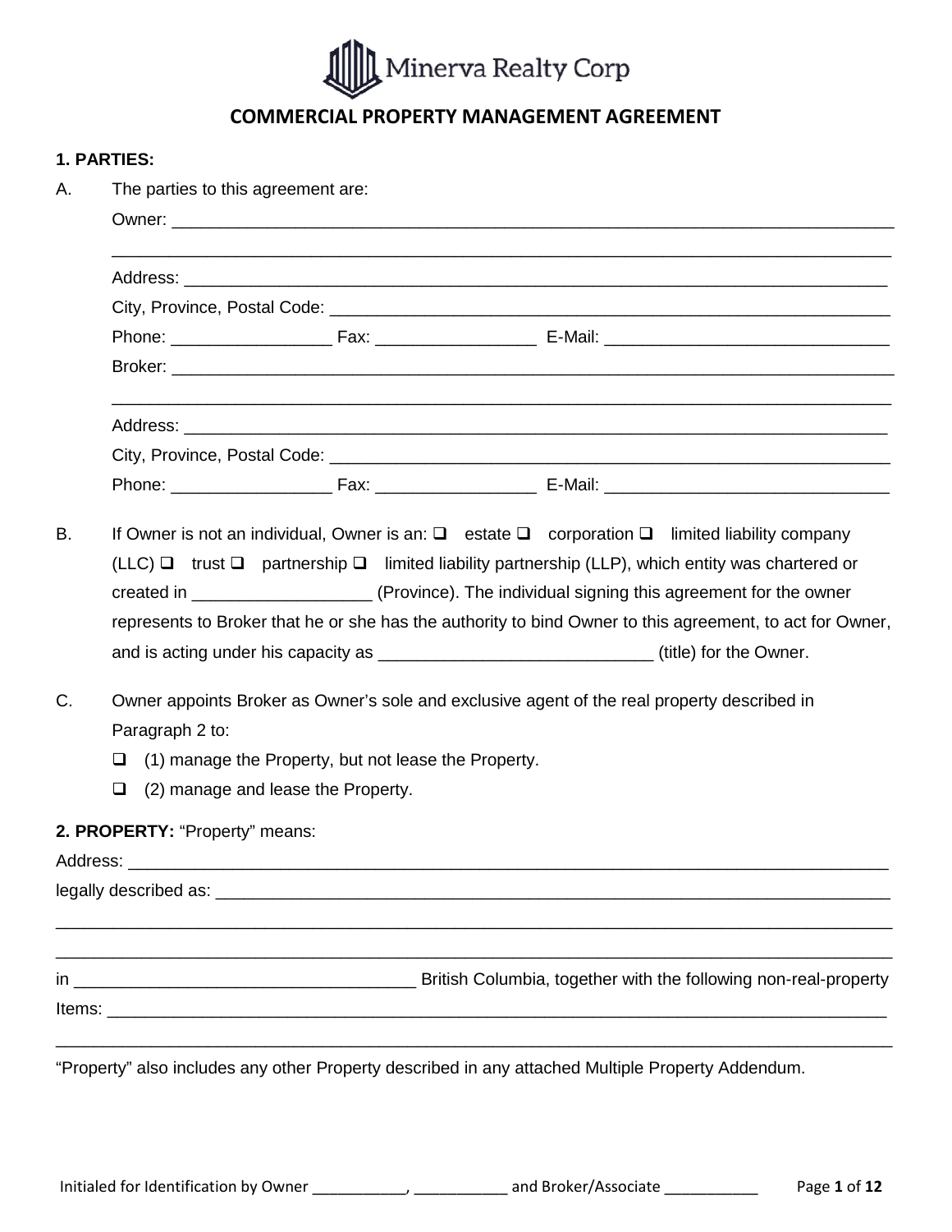Minerva Realty Corp

# COMMERCIAL PROPERTY MANAGEMENT AGREEMENT

**1. PARTIES:**

A. The parties to this agreement are:

Owner: ______________________________________________________________________________

______________________________________________________________________________

Address: ______________________________________________________________________________

City, Province, Postal Code: ______________________________________________________

Phone: _________________ Fax: _________________ E-Mail: ______________________________

Broker: ______________________________________________________________________________

______________________________________________________________________________

Address: ______________________________________________________________________________

City, Province, Postal Code: ______________________________________________________

Phone: _________________ Fax: _________________ E-Mail: ______________________________

B. If Owner is not an individual, Owner is an: ❑ estate ❑ corporation ❑ limited liability company (LLC) ❑ trust ❑ partnership ❑ limited liability partnership (LLP), which entity was chartered or created in __________________ (Province). The individual signing this agreement for the owner represents to Broker that he or she has the authority to bind Owner to this agreement, to act for Owner, and is acting under his capacity as ____________________________ (title) for the Owner.

C. Owner appoints Broker as Owner's sole and exclusive agent of the real property described in Paragraph 2 to:

❑ (1) manage the Property, but not lease the Property.

❑ (2) manage and lease the Property.

**2. PROPERTY:** "Property" means:

Address: ______________________________________________________________________________

legally described as: ______________________________________________________________________________

______________________________________________________________________________

______________________________________________________________________________

in ___________________________________ British Columbia, together with the following non-real-property

Items: ______________________________________________________________________________

______________________________________________________________________________

"Property" also includes any other Property described in any attached Multiple Property Addendum.

Initialed for Identification by Owner ___________, ___________ and Broker/Associate ___________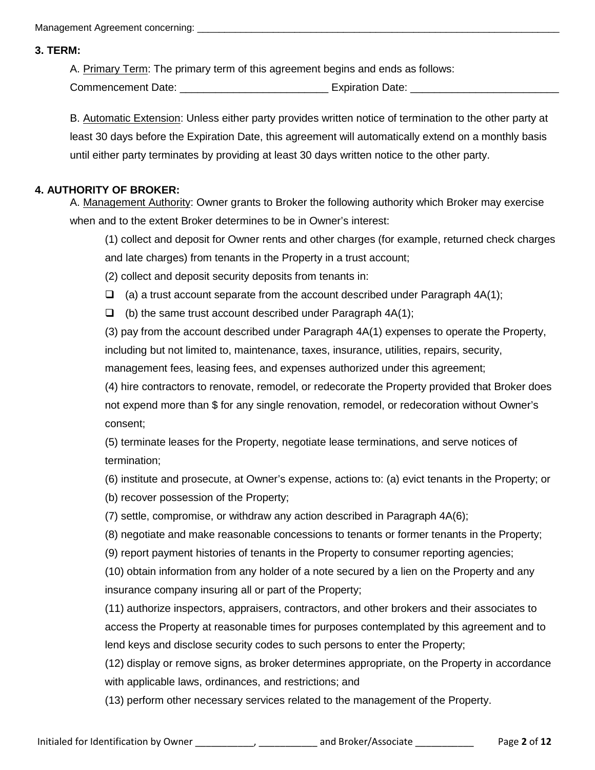### 3. TERM:

A. Primary Term: The primary term of this agreement begins and ends as follows:

Commencement Date: _________________________ Expiration Date: _________________________

B. Automatic Extension: Unless either party provides written notice of termination to the other party at least 30 days before the Expiration Date, this agreement will automatically extend on a monthly basis until either party terminates by providing at least 30 days written notice to the other party.

### 4. AUTHORITY OF BROKER:

A. Management Authority: Owner grants to Broker the following authority which Broker may exercise when and to the extent Broker determines to be in Owner's interest:

(1) collect and deposit for Owner rents and other charges (for example, returned check charges and late charges) from tenants in the Property in a trust account;

(2) collect and deposit security deposits from tenants in:

- ☐ (a) a trust account separate from the account described under Paragraph 4A(1);
- ☐ (b) the same trust account described under Paragraph 4A(1);

(3) pay from the account described under Paragraph 4A(1) expenses to operate the Property, including but not limited to, maintenance, taxes, insurance, utilities, repairs, security, management fees, leasing fees, and expenses authorized under this agreement;

(4) hire contractors to renovate, remodel, or redecorate the Property provided that Broker does not expend more than $ for any single renovation, remodel, or redecoration without Owner's consent;

(5) terminate leases for the Property, negotiate lease terminations, and serve notices of termination;

(6) institute and prosecute, at Owner's expense, actions to: (a) evict tenants in the Property; or (b) recover possession of the Property;

(7) settle, compromise, or withdraw any action described in Paragraph 4A(6);

(8) negotiate and make reasonable concessions to tenants or former tenants in the Property;

(9) report payment histories of tenants in the Property to consumer reporting agencies;

(10) obtain information from any holder of a note secured by a lien on the Property and any insurance company insuring all or part of the Property;

(11) authorize inspectors, appraisers, contractors, and other brokers and their associates to access the Property at reasonable times for purposes contemplated by this agreement and to lend keys and disclose security codes to such persons to enter the Property;

(12) display or remove signs, as broker determines appropriate, on the Property in accordance with applicable laws, ordinances, and restrictions; and

(13) perform other necessary services related to the management of the Property.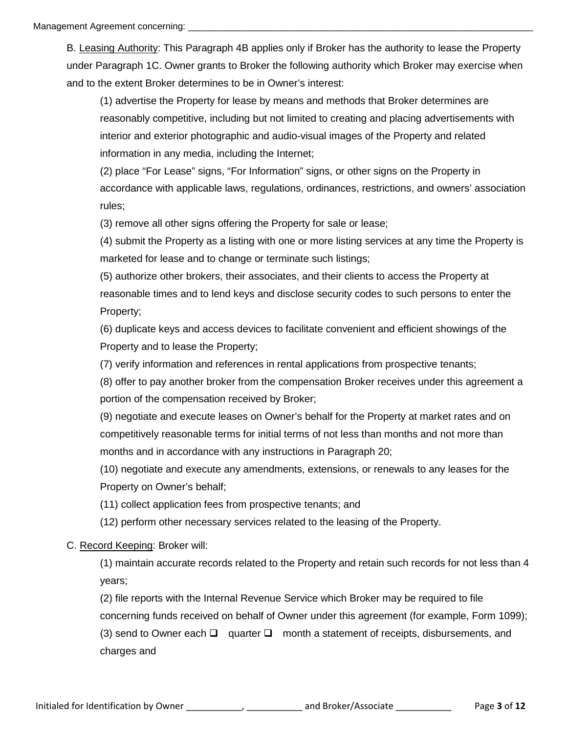B. <u>Leasing Authority</u>: This Paragraph 4B applies only if Broker has the authority to lease the Property under Paragraph 1C. Owner grants to Broker the following authority which Broker may exercise when and to the extent Broker determines to be in Owner's interest:

(1) advertise the Property for lease by means and methods that Broker determines are reasonably competitive, including but not limited to creating and placing advertisements with interior and exterior photographic and audio-visual images of the Property and related information in any media, including the Internet;

(2) place "For Lease" signs, "For Information" signs, or other signs on the Property in accordance with applicable laws, regulations, ordinances, restrictions, and owners' association rules;

(3) remove all other signs offering the Property for sale or lease;

(4) submit the Property as a listing with one or more listing services at any time the Property is marketed for lease and to change or terminate such listings;

(5) authorize other brokers, their associates, and their clients to access the Property at reasonable times and to lend keys and disclose security codes to such persons to enter the Property;

(6) duplicate keys and access devices to facilitate convenient and efficient showings of the Property and to lease the Property;

(7) verify information and references in rental applications from prospective tenants;

(8) offer to pay another broker from the compensation Broker receives under this agreement a portion of the compensation received by Broker;

(9) negotiate and execute leases on Owner's behalf for the Property at market rates and on competitively reasonable terms for initial terms of not less than months and not more than months and in accordance with any instructions in Paragraph 20;

(10) negotiate and execute any amendments, extensions, or renewals to any leases for the Property on Owner's behalf;

(11) collect application fees from prospective tenants; and

(12) perform other necessary services related to the leasing of the Property.

C. <u>Record Keeping</u>: Broker will:

(1) maintain accurate records related to the Property and retain such records for not less than 4 years;

(2) file reports with the Internal Revenue Service which Broker may be required to file concerning funds received on behalf of Owner under this agreement (for example, Form 1099);

(3) send to Owner each ☐ quarter ☐ month a statement of receipts, disbursements, and charges and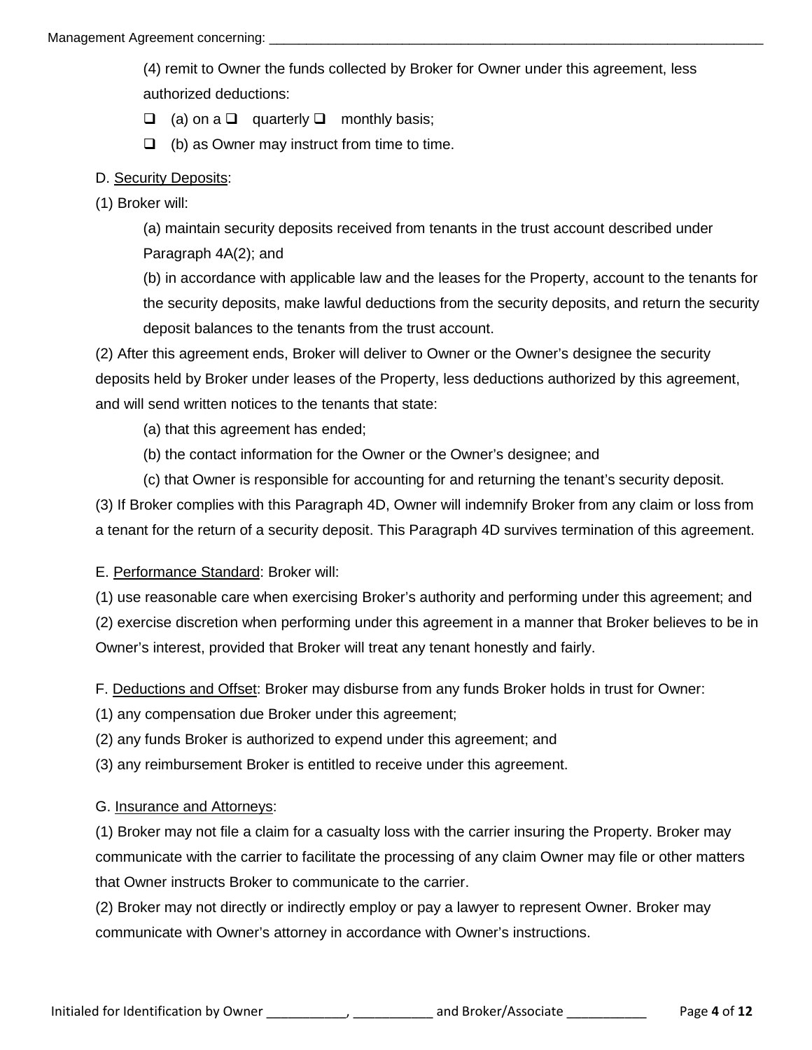(4) remit to Owner the funds collected by Broker for Owner under this agreement, less authorized deductions:

❑ (a) on a ❑ quarterly ❑ monthly basis;

❑ (b) as Owner may instruct from time to time.

D. Security Deposits:

(1) Broker will:

(a) maintain security deposits received from tenants in the trust account described under Paragraph 4A(2); and

(b) in accordance with applicable law and the leases for the Property, account to the tenants for the security deposits, make lawful deductions from the security deposits, and return the security deposit balances to the tenants from the trust account.

(2) After this agreement ends, Broker will deliver to Owner or the Owner's designee the security deposits held by Broker under leases of the Property, less deductions authorized by this agreement, and will send written notices to the tenants that state:

(a) that this agreement has ended;

(b) the contact information for the Owner or the Owner's designee; and

(c) that Owner is responsible for accounting for and returning the tenant's security deposit.

(3) If Broker complies with this Paragraph 4D, Owner will indemnify Broker from any claim or loss from a tenant for the return of a security deposit. This Paragraph 4D survives termination of this agreement.

E. Performance Standard: Broker will:

(1) use reasonable care when exercising Broker's authority and performing under this agreement; and

(2) exercise discretion when performing under this agreement in a manner that Broker believes to be in Owner's interest, provided that Broker will treat any tenant honestly and fairly.

F. Deductions and Offset: Broker may disburse from any funds Broker holds in trust for Owner:

(1) any compensation due Broker under this agreement;

(2) any funds Broker is authorized to expend under this agreement; and

(3) any reimbursement Broker is entitled to receive under this agreement.

G. Insurance and Attorneys:

(1) Broker may not file a claim for a casualty loss with the carrier insuring the Property. Broker may communicate with the carrier to facilitate the processing of any claim Owner may file or other matters that Owner instructs Broker to communicate to the carrier.

(2) Broker may not directly or indirectly employ or pay a lawyer to represent Owner. Broker may communicate with Owner's attorney in accordance with Owner's instructions.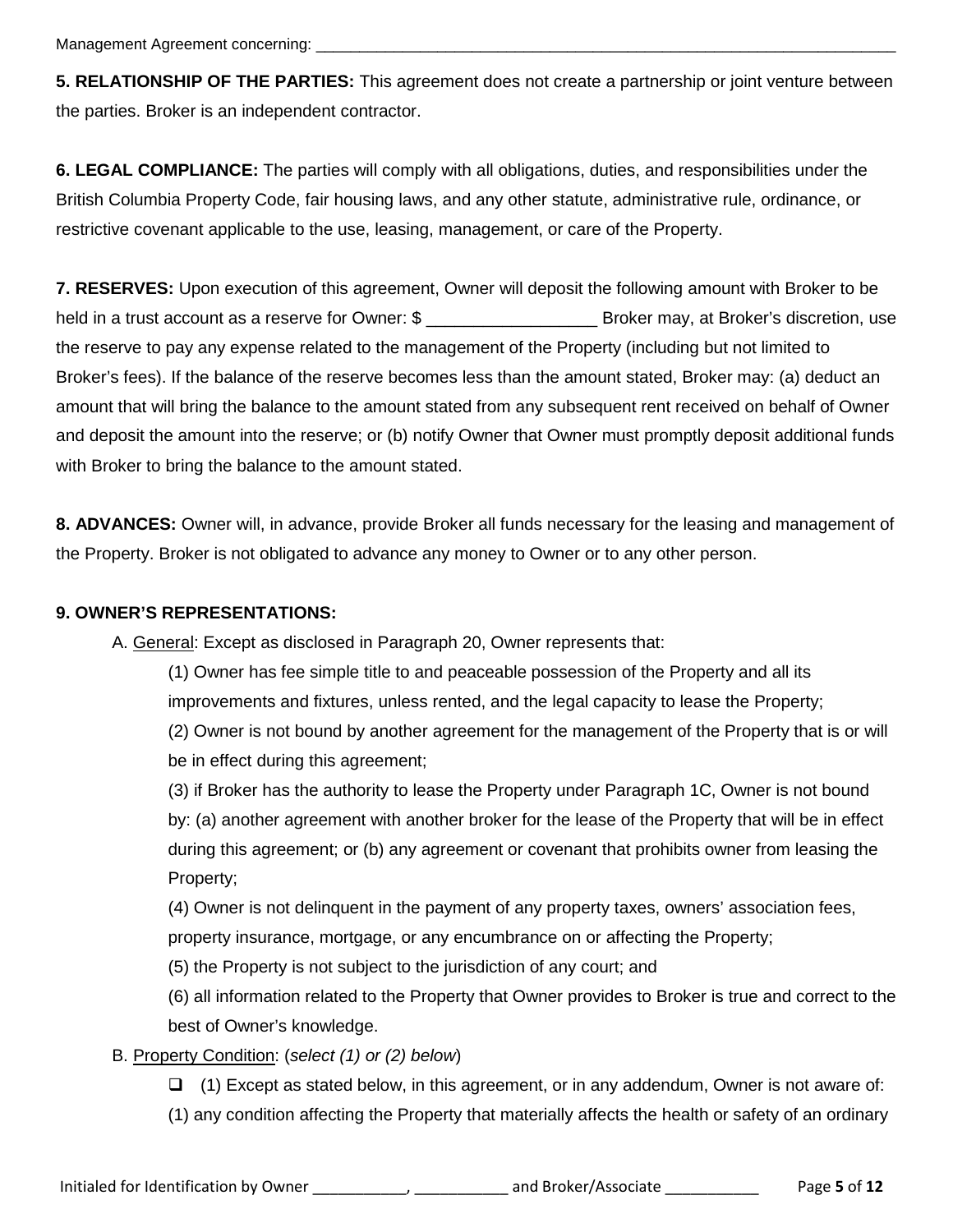**5. RELATIONSHIP OF THE PARTIES:** This agreement does not create a partnership or joint venture between the parties. Broker is an independent contractor.

**6. LEGAL COMPLIANCE:** The parties will comply with all obligations, duties, and responsibilities under the British Columbia Property Code, fair housing laws, and any other statute, administrative rule, ordinance, or restrictive covenant applicable to the use, leasing, management, or care of the Property.

**7. RESERVES:** Upon execution of this agreement, Owner will deposit the following amount with Broker to be held in a trust account as a reserve for Owner: $ __________________ Broker may, at Broker's discretion, use the reserve to pay any expense related to the management of the Property (including but not limited to Broker's fees). If the balance of the reserve becomes less than the amount stated, Broker may: (a) deduct an amount that will bring the balance to the amount stated from any subsequent rent received on behalf of Owner and deposit the amount into the reserve; or (b) notify Owner that Owner must promptly deposit additional funds with Broker to bring the balance to the amount stated.

**8. ADVANCES:** Owner will, in advance, provide Broker all funds necessary for the leasing and management of the Property. Broker is not obligated to advance any money to Owner or to any other person.

**9. OWNER'S REPRESENTATIONS:**

A. General: Except as disclosed in Paragraph 20, Owner represents that:

(1) Owner has fee simple title to and peaceable possession of the Property and all its improvements and fixtures, unless rented, and the legal capacity to lease the Property;

(2) Owner is not bound by another agreement for the management of the Property that is or will be in effect during this agreement;

(3) if Broker has the authority to lease the Property under Paragraph 1C, Owner is not bound by: (a) another agreement with another broker for the lease of the Property that will be in effect during this agreement; or (b) any agreement or covenant that prohibits owner from leasing the Property;

(4) Owner is not delinquent in the payment of any property taxes, owners' association fees, property insurance, mortgage, or any encumbrance on or affecting the Property;

(5) the Property is not subject to the jurisdiction of any court; and

(6) all information related to the Property that Owner provides to Broker is true and correct to the best of Owner's knowledge.

B. Property Condition: (*select (1) or (2) below*)

❑ (1) Except as stated below, in this agreement, or in any addendum, Owner is not aware of: (1) any condition affecting the Property that materially affects the health or safety of an ordinary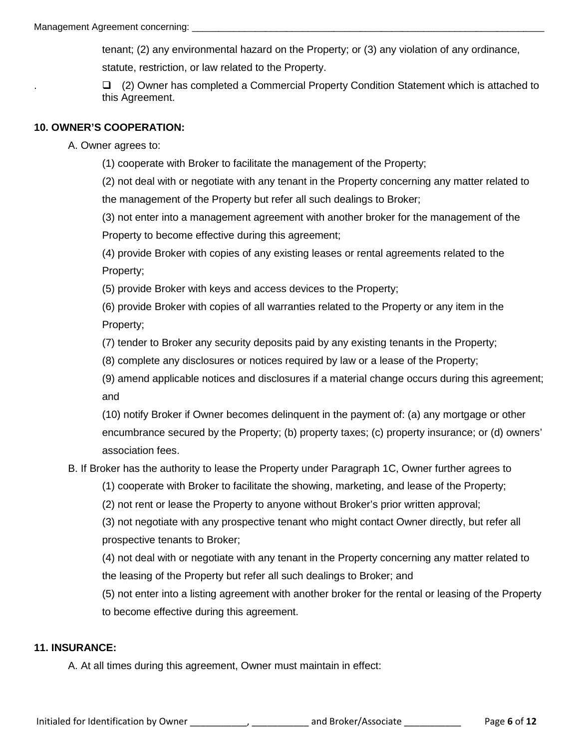tenant; (2) any environmental hazard on the Property; or (3) any violation of any ordinance, statute, restriction, or law related to the Property.

☐ (2) Owner has completed a Commercial Property Condition Statement which is attached to this Agreement.

**10. OWNER'S COOPERATION:**

A. Owner agrees to:

(1) cooperate with Broker to facilitate the management of the Property;

(2) not deal with or negotiate with any tenant in the Property concerning any matter related to the management of the Property but refer all such dealings to Broker;

(3) not enter into a management agreement with another broker for the management of the Property to become effective during this agreement;

(4) provide Broker with copies of any existing leases or rental agreements related to the Property;

(5) provide Broker with keys and access devices to the Property;

(6) provide Broker with copies of all warranties related to the Property or any item in the Property;

(7) tender to Broker any security deposits paid by any existing tenants in the Property;

(8) complete any disclosures or notices required by law or a lease of the Property;

(9) amend applicable notices and disclosures if a material change occurs during this agreement; and

(10) notify Broker if Owner becomes delinquent in the payment of: (a) any mortgage or other encumbrance secured by the Property; (b) property taxes; (c) property insurance; or (d) owners' association fees.

B. If Broker has the authority to lease the Property under Paragraph 1C, Owner further agrees to

(1) cooperate with Broker to facilitate the showing, marketing, and lease of the Property;

(2) not rent or lease the Property to anyone without Broker's prior written approval;

(3) not negotiate with any prospective tenant who might contact Owner directly, but refer all prospective tenants to Broker;

(4) not deal with or negotiate with any tenant in the Property concerning any matter related to the leasing of the Property but refer all such dealings to Broker; and

(5) not enter into a listing agreement with another broker for the rental or leasing of the Property to become effective during this agreement.

**11. INSURANCE:**

A. At all times during this agreement, Owner must maintain in effect: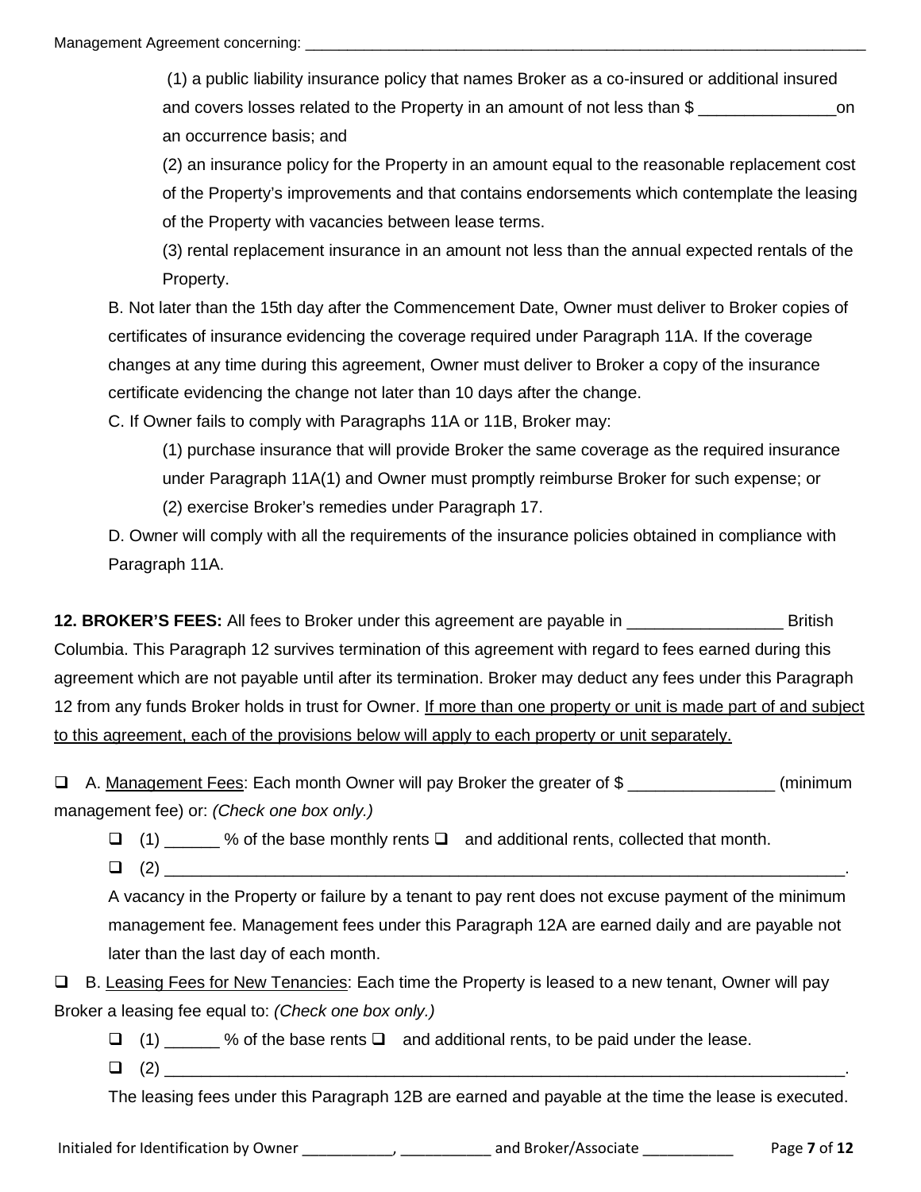(1) a public liability insurance policy that names Broker as a co-insured or additional insured and covers losses related to the Property in an amount of not less than $ _______________on an occurrence basis; and

(2) an insurance policy for the Property in an amount equal to the reasonable replacement cost of the Property's improvements and that contains endorsements which contemplate the leasing of the Property with vacancies between lease terms.

(3) rental replacement insurance in an amount not less than the annual expected rentals of the Property.

B. Not later than the 15th day after the Commencement Date, Owner must deliver to Broker copies of certificates of insurance evidencing the coverage required under Paragraph 11A. If the coverage changes at any time during this agreement, Owner must deliver to Broker a copy of the insurance certificate evidencing the change not later than 10 days after the change.

C. If Owner fails to comply with Paragraphs 11A or 11B, Broker may:

(1) purchase insurance that will provide Broker the same coverage as the required insurance under Paragraph 11A(1) and Owner must promptly reimburse Broker for such expense; or

(2) exercise Broker's remedies under Paragraph 17.

D. Owner will comply with all the requirements of the insurance policies obtained in compliance with Paragraph 11A.

**12. BROKER'S FEES:** All fees to Broker under this agreement are payable in _________________ British Columbia. This Paragraph 12 survives termination of this agreement with regard to fees earned during this agreement which are not payable until after its termination. Broker may deduct any fees under this Paragraph 12 from any funds Broker holds in trust for Owner. <u>If more than one property or unit is made part of and subject to this agreement, each of the provisions below will apply to each property or unit separately.</u>

❑ A. <u>Management Fees</u>: Each month Owner will pay Broker the greater of $ ________________ (minimum management fee) or: *(Check one box only.)*

❑ (1) ______ % of the base monthly rents ❑ and additional rents, collected that month.

❑ (2) ______________________________________________________________________________.

A vacancy in the Property or failure by a tenant to pay rent does not excuse payment of the minimum management fee. Management fees under this Paragraph 12A are earned daily and are payable not later than the last day of each month.

❑ B. <u>Leasing Fees for New Tenancies</u>: Each time the Property is leased to a new tenant, Owner will pay Broker a leasing fee equal to: *(Check one box only.)*

❑ (1) ______ % of the base rents ❑ and additional rents, to be paid under the lease.

❑ (2) ______________________________________________________________________________.

The leasing fees under this Paragraph 12B are earned and payable at the time the lease is executed.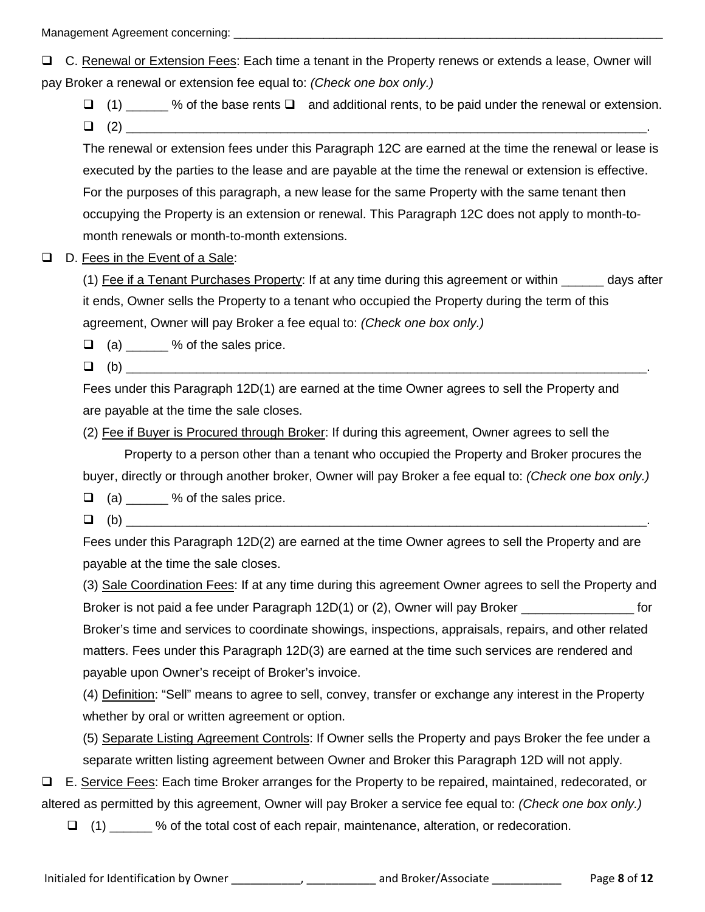❑ C. Renewal or Extension Fees: Each time a tenant in the Property renews or extends a lease, Owner will pay Broker a renewal or extension fee equal to: *(Check one box only.)*

❑ (1) ______ % of the base rents ❑ and additional rents, to be paid under the renewal or extension.

❑ (2) ______________________________________________________________________________.

The renewal or extension fees under this Paragraph 12C are earned at the time the renewal or lease is executed by the parties to the lease and are payable at the time the renewal or extension is effective. For the purposes of this paragraph, a new lease for the same Property with the same tenant then occupying the Property is an extension or renewal. This Paragraph 12C does not apply to month-to-month renewals or month-to-month extensions.

❑ D. Fees in the Event of a Sale:

(1) Fee if a Tenant Purchases Property: If at any time during this agreement or within ______ days after it ends, Owner sells the Property to a tenant who occupied the Property during the term of this agreement, Owner will pay Broker a fee equal to: *(Check one box only.)*

❑ (a) ______ % of the sales price.

❑ (b) ______________________________________________________________________________.

Fees under this Paragraph 12D(1) are earned at the time Owner agrees to sell the Property and are payable at the time the sale closes.

(2) Fee if Buyer is Procured through Broker: If during this agreement, Owner agrees to sell the Property to a person other than a tenant who occupied the Property and Broker procures the buyer, directly or through another broker, Owner will pay Broker a fee equal to: *(Check one box only.)*

❑ (a) ______ % of the sales price.

❑ (b) ______________________________________________________________________________.

Fees under this Paragraph 12D(2) are earned at the time Owner agrees to sell the Property and are payable at the time the sale closes.

(3) Sale Coordination Fees: If at any time during this agreement Owner agrees to sell the Property and Broker is not paid a fee under Paragraph 12D(1) or (2), Owner will pay Broker ________________ for Broker's time and services to coordinate showings, inspections, appraisals, repairs, and other related matters. Fees under this Paragraph 12D(3) are earned at the time such services are rendered and payable upon Owner's receipt of Broker's invoice.

(4) Definition: "Sell" means to agree to sell, convey, transfer or exchange any interest in the Property whether by oral or written agreement or option.

(5) Separate Listing Agreement Controls: If Owner sells the Property and pays Broker the fee under a separate written listing agreement between Owner and Broker this Paragraph 12D will not apply.

❑ E. Service Fees: Each time Broker arranges for the Property to be repaired, maintained, redecorated, or altered as permitted by this agreement, Owner will pay Broker a service fee equal to: *(Check one box only.)*

❑ (1) ______ % of the total cost of each repair, maintenance, alteration, or redecoration.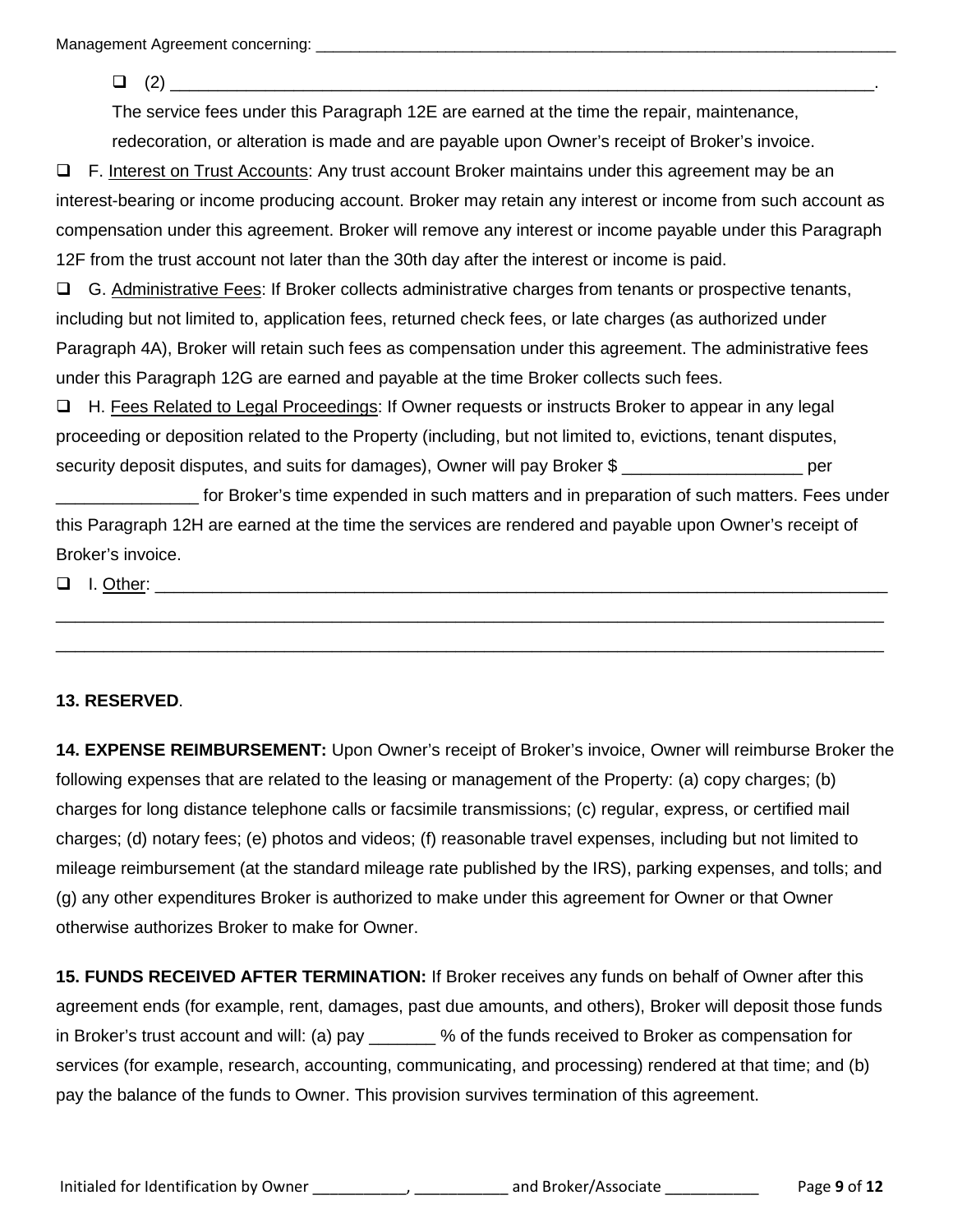- ❑ (2) ______________________________________________________________________.

  The service fees under this Paragraph 12E are earned at the time the repair, maintenance, redecoration, or alteration is made and are payable upon Owner's receipt of Broker's invoice.

❑ F. Interest on Trust Accounts: Any trust account Broker maintains under this agreement may be an interest-bearing or income producing account. Broker may retain any interest or income from such account as compensation under this agreement. Broker will remove any interest or income payable under this Paragraph 12F from the trust account not later than the 30th day after the interest or income is paid.

❑ G. Administrative Fees: If Broker collects administrative charges from tenants or prospective tenants, including but not limited to, application fees, returned check fees, or late charges (as authorized under Paragraph 4A), Broker will retain such fees as compensation under this agreement. The administrative fees under this Paragraph 12G are earned and payable at the time Broker collects such fees.

❑ H. Fees Related to Legal Proceedings: If Owner requests or instructs Broker to appear in any legal proceeding or deposition related to the Property (including, but not limited to, evictions, tenant disputes, security deposit disputes, and suits for damages), Owner will pay Broker $ ___________________ per _______________ for Broker's time expended in such matters and in preparation of such matters. Fees under this Paragraph 12H are earned at the time the services are rendered and payable upon Owner's receipt of Broker's invoice.

❑ I. Other: ______________________________________________________________________________
________________________________________________________________________________________
________________________________________________________________________________________

**13. RESERVED**.

**14. EXPENSE REIMBURSEMENT:** Upon Owner's receipt of Broker's invoice, Owner will reimburse Broker the following expenses that are related to the leasing or management of the Property: (a) copy charges; (b) charges for long distance telephone calls or facsimile transmissions; (c) regular, express, or certified mail charges; (d) notary fees; (e) photos and videos; (f) reasonable travel expenses, including but not limited to mileage reimbursement (at the standard mileage rate published by the IRS), parking expenses, and tolls; and (g) any other expenditures Broker is authorized to make under this agreement for Owner or that Owner otherwise authorizes Broker to make for Owner.

**15. FUNDS RECEIVED AFTER TERMINATION:** If Broker receives any funds on behalf of Owner after this agreement ends (for example, rent, damages, past due amounts, and others), Broker will deposit those funds in Broker's trust account and will: (a) pay _______ % of the funds received to Broker as compensation for services (for example, research, accounting, communicating, and processing) rendered at that time; and (b) pay the balance of the funds to Owner. This provision survives termination of this agreement.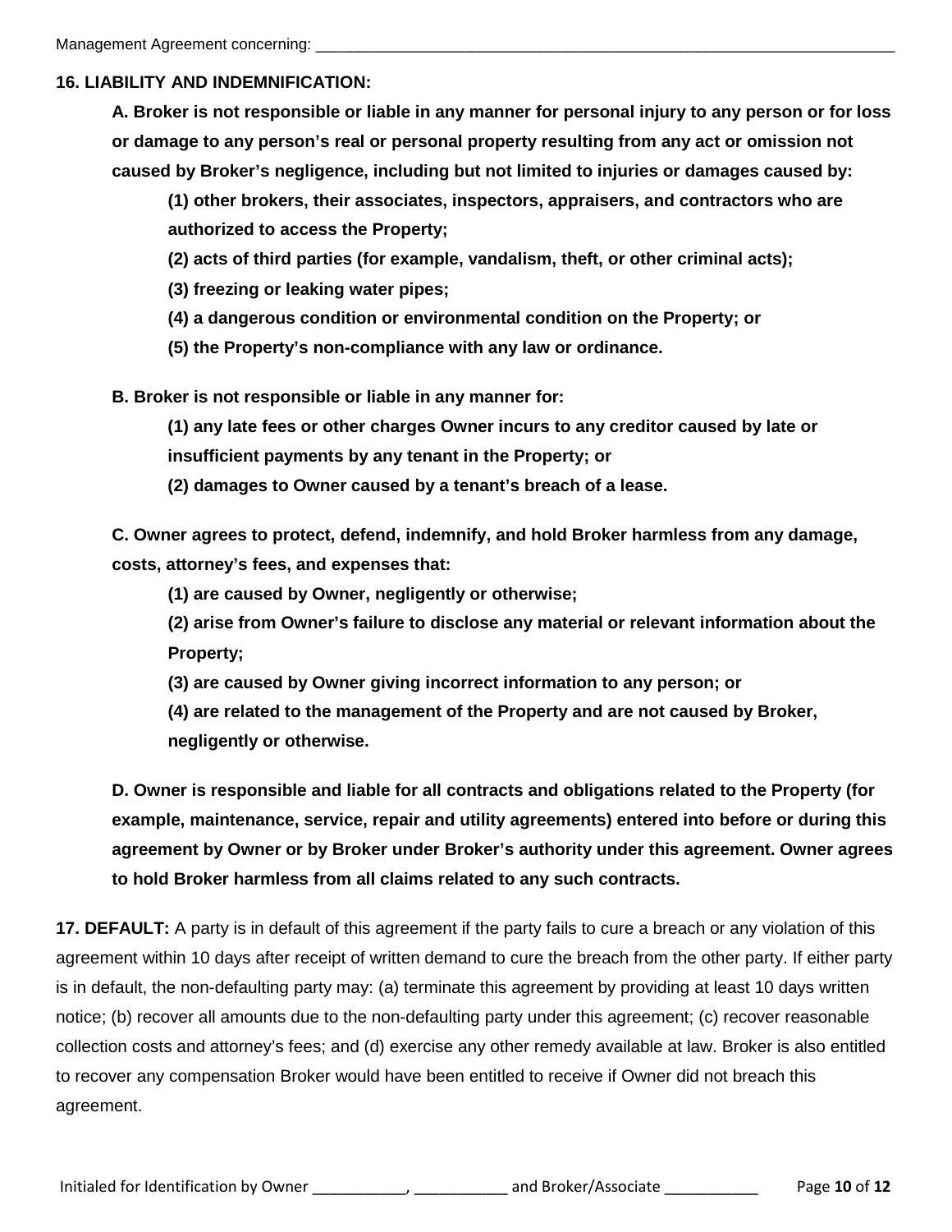**16. LIABILITY AND INDEMNIFICATION:**

**A. Broker is not responsible or liable in any manner for personal injury to any person or for loss or damage to any person's real or personal property resulting from any act or omission not caused by Broker's negligence, including but not limited to injuries or damages caused by:**

**(1) other brokers, their associates, inspectors, appraisers, and contractors who are authorized to access the Property;**

**(2) acts of third parties (for example, vandalism, theft, or other criminal acts);**

**(3) freezing or leaking water pipes;**

**(4) a dangerous condition or environmental condition on the Property; or**

**(5) the Property's non-compliance with any law or ordinance.**

**B. Broker is not responsible or liable in any manner for:**

**(1) any late fees or other charges Owner incurs to any creditor caused by late or insufficient payments by any tenant in the Property; or**

**(2) damages to Owner caused by a tenant's breach of a lease.**

**C. Owner agrees to protect, defend, indemnify, and hold Broker harmless from any damage, costs, attorney's fees, and expenses that:**

**(1) are caused by Owner, negligently or otherwise;**

**(2) arise from Owner's failure to disclose any material or relevant information about the Property;**

**(3) are caused by Owner giving incorrect information to any person; or**

**(4) are related to the management of the Property and are not caused by Broker, negligently or otherwise.**

**D. Owner is responsible and liable for all contracts and obligations related to the Property (for example, maintenance, service, repair and utility agreements) entered into before or during this agreement by Owner or by Broker under Broker's authority under this agreement. Owner agrees to hold Broker harmless from all claims related to any such contracts.**

**17. DEFAULT:** A party is in default of this agreement if the party fails to cure a breach or any violation of this agreement within 10 days after receipt of written demand to cure the breach from the other party. If either party is in default, the non-defaulting party may: (a) terminate this agreement by providing at least 10 days written notice; (b) recover all amounts due to the non-defaulting party under this agreement; (c) recover reasonable collection costs and attorney's fees; and (d) exercise any other remedy available at law. Broker is also entitled to recover any compensation Broker would have been entitled to receive if Owner did not breach this agreement.

Initialed for Identification by Owner ___________, ___________ and Broker/Associate ___________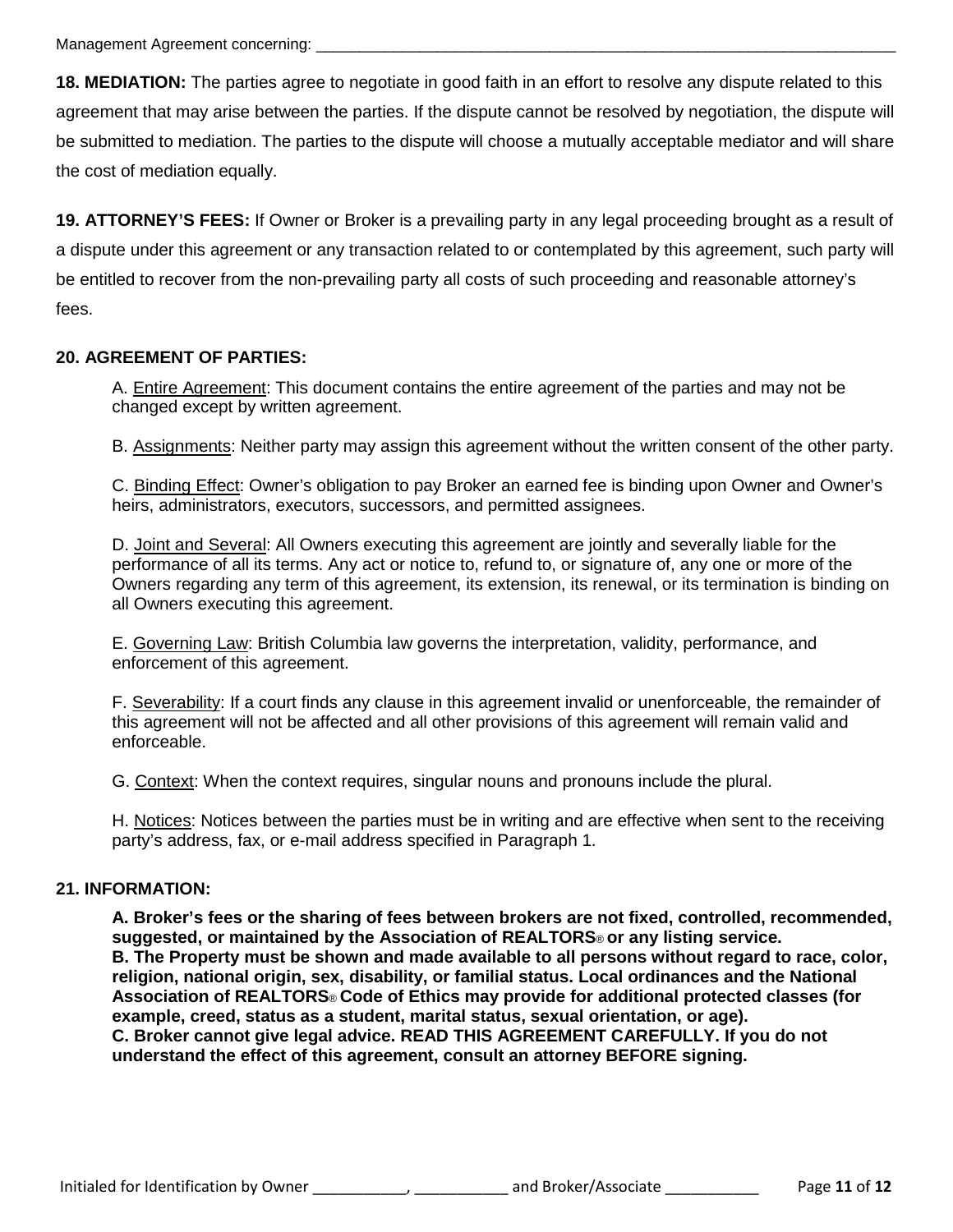**18. MEDIATION:** The parties agree to negotiate in good faith in an effort to resolve any dispute related to this agreement that may arise between the parties. If the dispute cannot be resolved by negotiation, the dispute will be submitted to mediation. The parties to the dispute will choose a mutually acceptable mediator and will share the cost of mediation equally.

**19. ATTORNEY'S FEES:** If Owner or Broker is a prevailing party in any legal proceeding brought as a result of a dispute under this agreement or any transaction related to or contemplated by this agreement, such party will be entitled to recover from the non-prevailing party all costs of such proceeding and reasonable attorney's fees.

**20. AGREEMENT OF PARTIES:**

A. Entire Agreement: This document contains the entire agreement of the parties and may not be changed except by written agreement.

B. Assignments: Neither party may assign this agreement without the written consent of the other party.

C. Binding Effect: Owner's obligation to pay Broker an earned fee is binding upon Owner and Owner's heirs, administrators, executors, successors, and permitted assignees.

D. Joint and Several: All Owners executing this agreement are jointly and severally liable for the performance of all its terms. Any act or notice to, refund to, or signature of, any one or more of the Owners regarding any term of this agreement, its extension, its renewal, or its termination is binding on all Owners executing this agreement.

E. Governing Law: British Columbia law governs the interpretation, validity, performance, and enforcement of this agreement.

F. Severability: If a court finds any clause in this agreement invalid or unenforceable, the remainder of this agreement will not be affected and all other provisions of this agreement will remain valid and enforceable.

G. Context: When the context requires, singular nouns and pronouns include the plural.

H. Notices: Notices between the parties must be in writing and are effective when sent to the receiving party's address, fax, or e-mail address specified in Paragraph 1.

**21. INFORMATION:**

**A. Broker's fees or the sharing of fees between brokers are not fixed, controlled, recommended, suggested, or maintained by the Association of REALTORS® or any listing service.**
**B. The Property must be shown and made available to all persons without regard to race, color, religion, national origin, sex, disability, or familial status. Local ordinances and the National Association of REALTORS® Code of Ethics may provide for additional protected classes (for example, creed, status as a student, marital status, sexual orientation, or age).**
**C. Broker cannot give legal advice. READ THIS AGREEMENT CAREFULLY. If you do not understand the effect of this agreement, consult an attorney BEFORE signing.**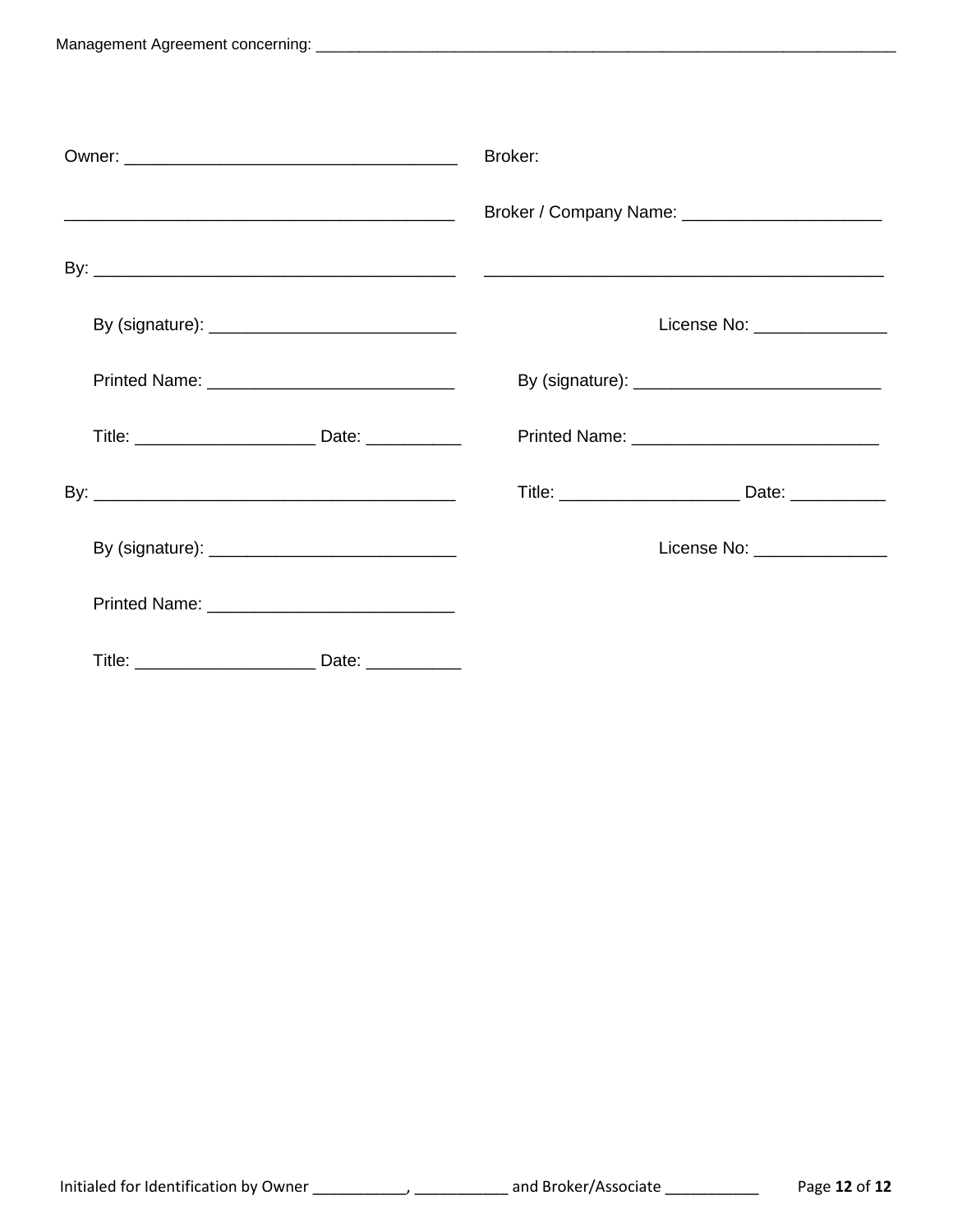Owner: ___________________________________

_________________________________________

By: ______________________________________

By (signature): __________________________

Printed Name: __________________________

Title: ___________________ Date: __________

By: ______________________________________

By (signature): __________________________

Printed Name: __________________________

Title: ___________________ Date: __________

Broker:

Broker / Company Name: _____________________

__________________________________________

License No: ______________

By (signature): __________________________

Printed Name: __________________________

Title: ___________________ Date: __________

License No: ______________